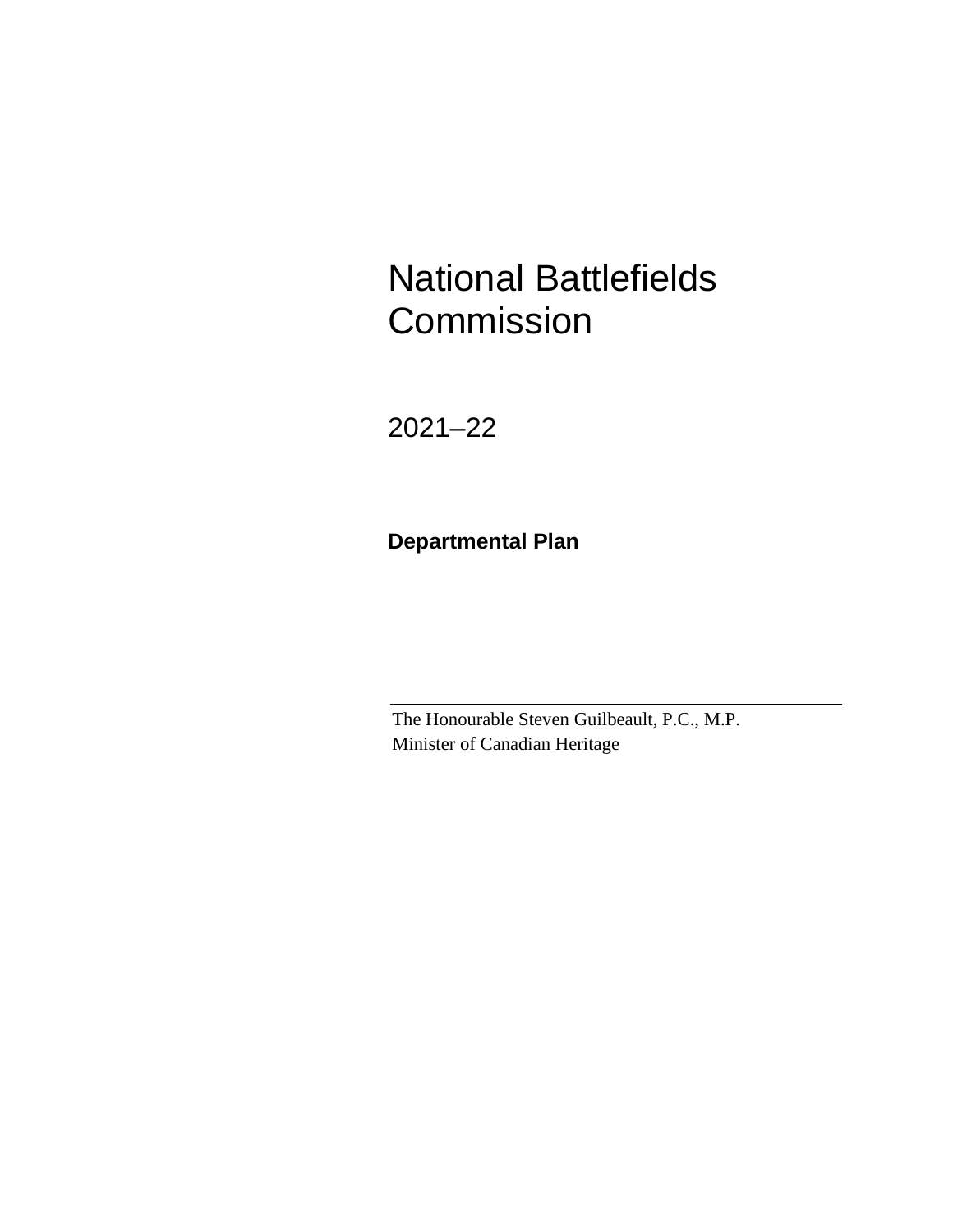# National Battlefields Commission

2021–22

**Departmental Plan**

---

The Honourable Steven Guilbeault, P.C., M.P.
Minister of Canadian Heritage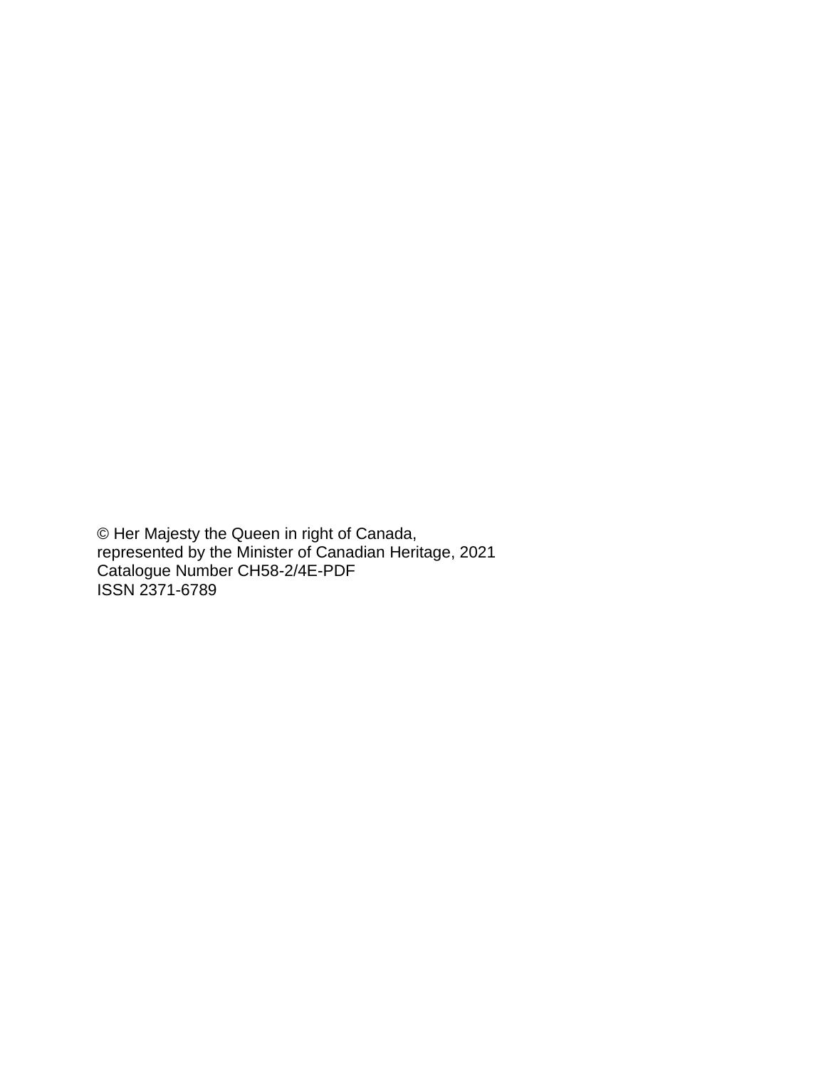© Her Majesty the Queen in right of Canada,
represented by the Minister of Canadian Heritage, 2021
Catalogue Number CH58-2/4E-PDF
ISSN 2371-6789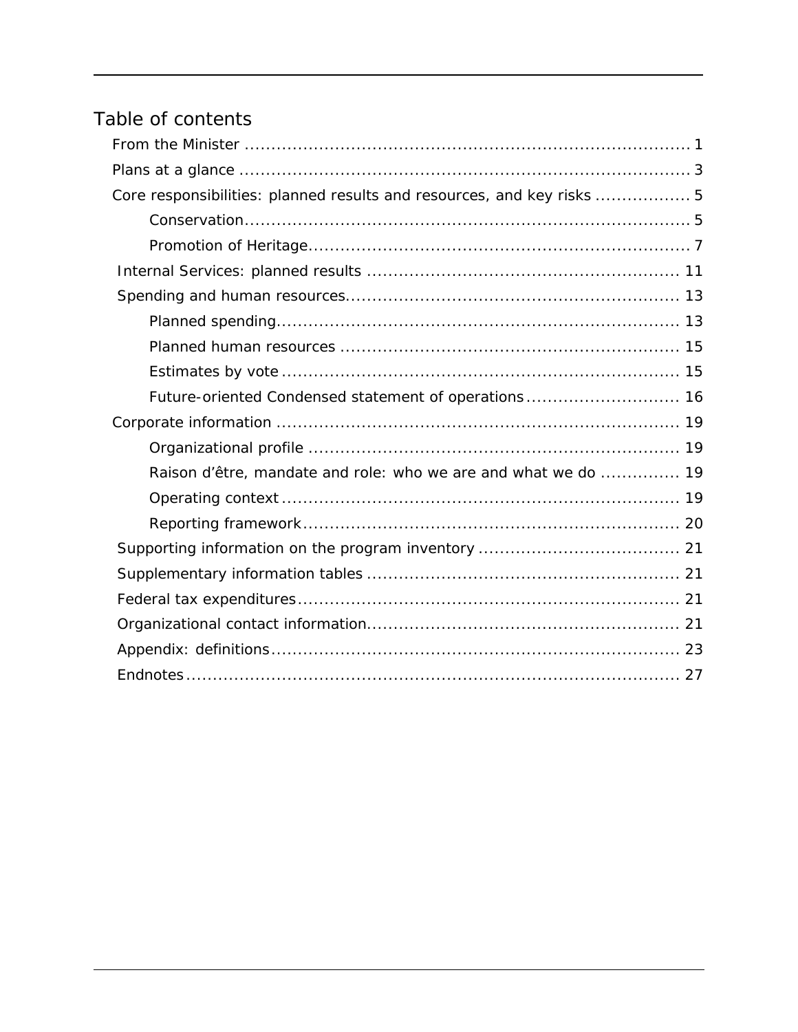## Table of contents

- From the Minister ..... 1
- Plans at a glance ..... 3
- Core responsibilities: planned results and resources, and key risks ..... 5
  - Conservation ..... 5
  - Promotion of Heritage ..... 7
- Internal Services: planned results ..... 11
- Spending and human resources ..... 13
  - Planned spending ..... 13
  - Planned human resources ..... 15
  - Estimates by vote ..... 15
  - Future-oriented Condensed statement of operations ..... 16
- Corporate information ..... 19
  - Organizational profile ..... 19
  - Raison d'être, mandate and role: who we are and what we do ..... 19
  - Operating context ..... 19
  - Reporting framework ..... 20
- Supporting information on the program inventory ..... 21
- Supplementary information tables ..... 21
- Federal tax expenditures ..... 21
- Organizational contact information ..... 21
- Appendix: definitions ..... 23
- Endnotes ..... 27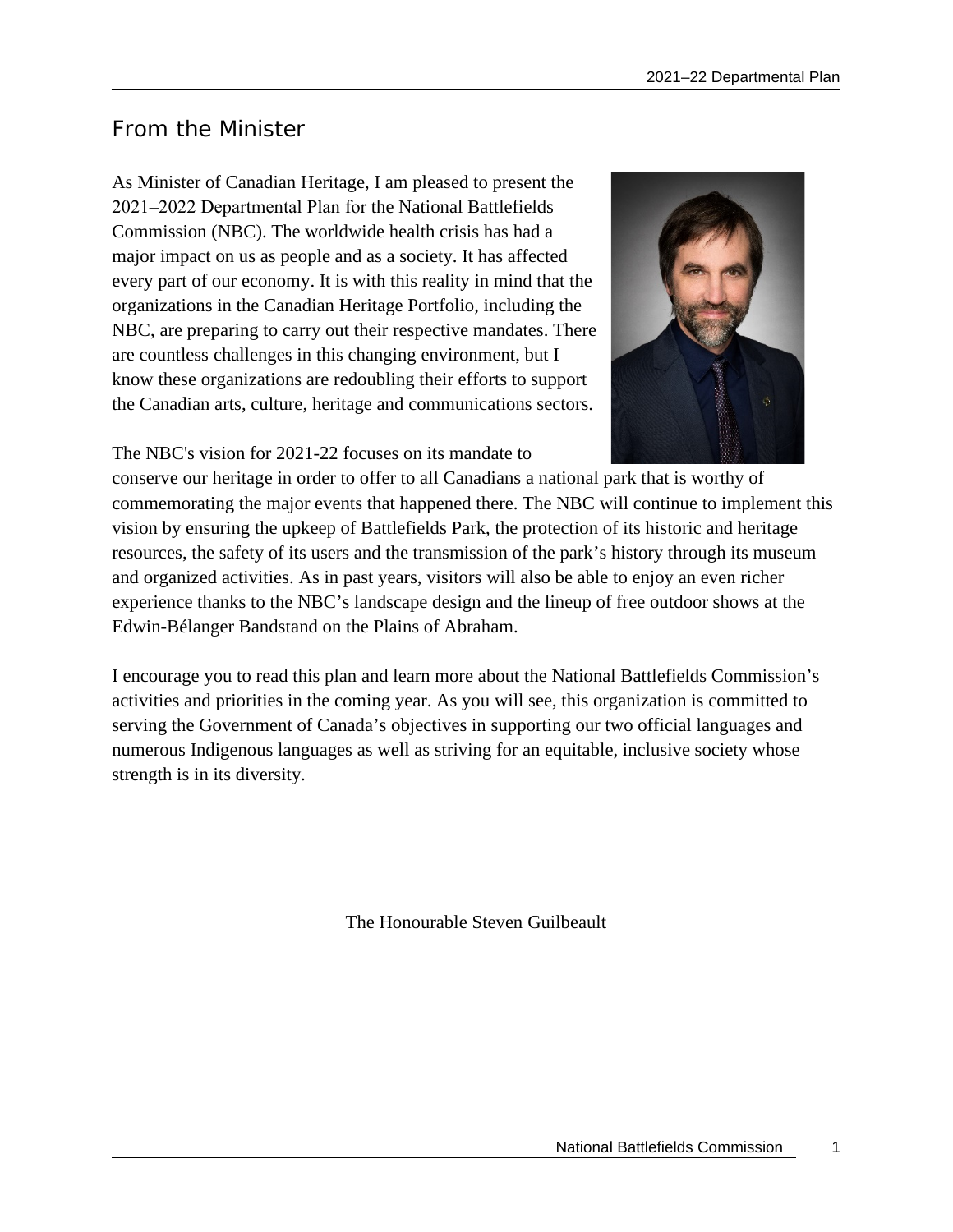## From the Minister

As Minister of Canadian Heritage, I am pleased to present the 2021–2022 Departmental Plan for the National Battlefields Commission (NBC). The worldwide health crisis has had a major impact on us as people and as a society. It has affected every part of our economy. It is with this reality in mind that the organizations in the Canadian Heritage Portfolio, including the NBC, are preparing to carry out their respective mandates. There are countless challenges in this changing environment, but I know these organizations are redoubling their efforts to support the Canadian arts, culture, heritage and communications sectors.

The NBC's vision for 2021-22 focuses on its mandate to conserve our heritage in order to offer to all Canadians a national park that is worthy of commemorating the major events that happened there. The NBC will continue to implement this vision by ensuring the upkeep of Battlefields Park, the protection of its historic and heritage resources, the safety of its users and the transmission of the park's history through its museum and organized activities. As in past years, visitors will also be able to enjoy an even richer experience thanks to the NBC's landscape design and the lineup of free outdoor shows at the Edwin-Bélanger Bandstand on the Plains of Abraham.

I encourage you to read this plan and learn more about the National Battlefields Commission's activities and priorities in the coming year. As you will see, this organization is committed to serving the Government of Canada's objectives in supporting our two official languages and numerous Indigenous languages as well as striving for an equitable, inclusive society whose strength is in its diversity.

The Honourable Steven Guilbeault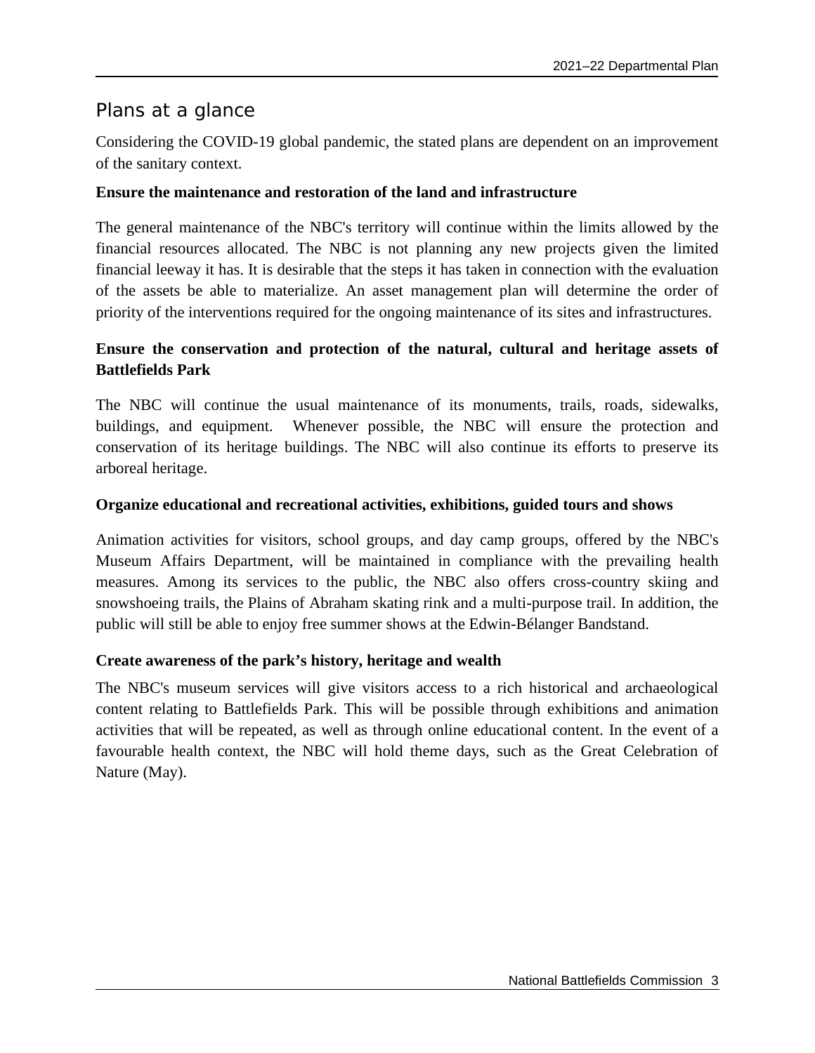## Plans at a glance

Considering the COVID-19 global pandemic, the stated plans are dependent on an improvement of the sanitary context.

**Ensure the maintenance and restoration of the land and infrastructure**

The general maintenance of the NBC's territory will continue within the limits allowed by the financial resources allocated. The NBC is not planning any new projects given the limited financial leeway it has. It is desirable that the steps it has taken in connection with the evaluation of the assets be able to materialize. An asset management plan will determine the order of priority of the interventions required for the ongoing maintenance of its sites and infrastructures.

**Ensure the conservation and protection of the natural, cultural and heritage assets of Battlefields Park**

The NBC will continue the usual maintenance of its monuments, trails, roads, sidewalks, buildings, and equipment. Whenever possible, the NBC will ensure the protection and conservation of its heritage buildings. The NBC will also continue its efforts to preserve its arboreal heritage.

**Organize educational and recreational activities, exhibitions, guided tours and shows**

Animation activities for visitors, school groups, and day camp groups, offered by the NBC's Museum Affairs Department, will be maintained in compliance with the prevailing health measures. Among its services to the public, the NBC also offers cross-country skiing and snowshoeing trails, the Plains of Abraham skating rink and a multi-purpose trail. In addition, the public will still be able to enjoy free summer shows at the Edwin-Bélanger Bandstand.

**Create awareness of the park's history, heritage and wealth**

The NBC's museum services will give visitors access to a rich historical and archaeological content relating to Battlefields Park. This will be possible through exhibitions and animation activities that will be repeated, as well as through online educational content. In the event of a favourable health context, the NBC will hold theme days, such as the Great Celebration of Nature (May).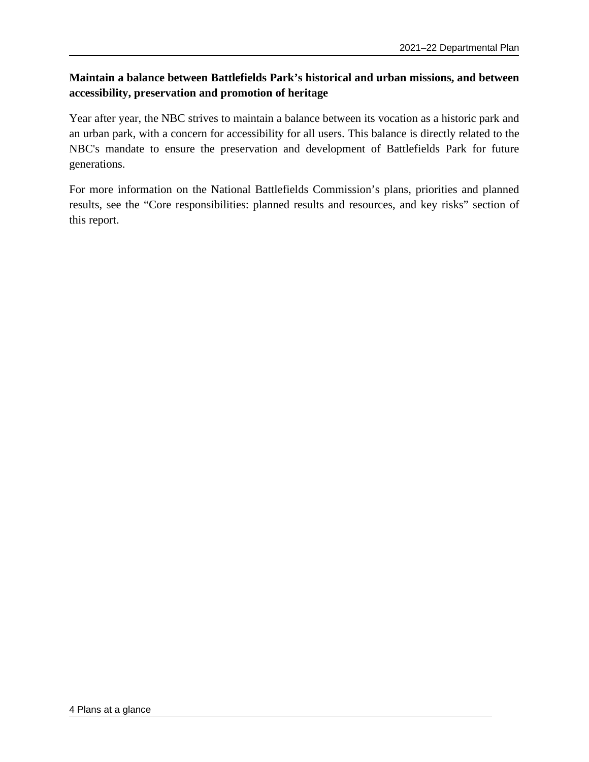**Maintain a balance between Battlefields Park's historical and urban missions, and between accessibility, preservation and promotion of heritage**

Year after year, the NBC strives to maintain a balance between its vocation as a historic park and an urban park, with a concern for accessibility for all users. This balance is directly related to the NBC's mandate to ensure the preservation and development of Battlefields Park for future generations.

For more information on the National Battlefields Commission's plans, priorities and planned results, see the "Core responsibilities: planned results and resources, and key risks" section of this report.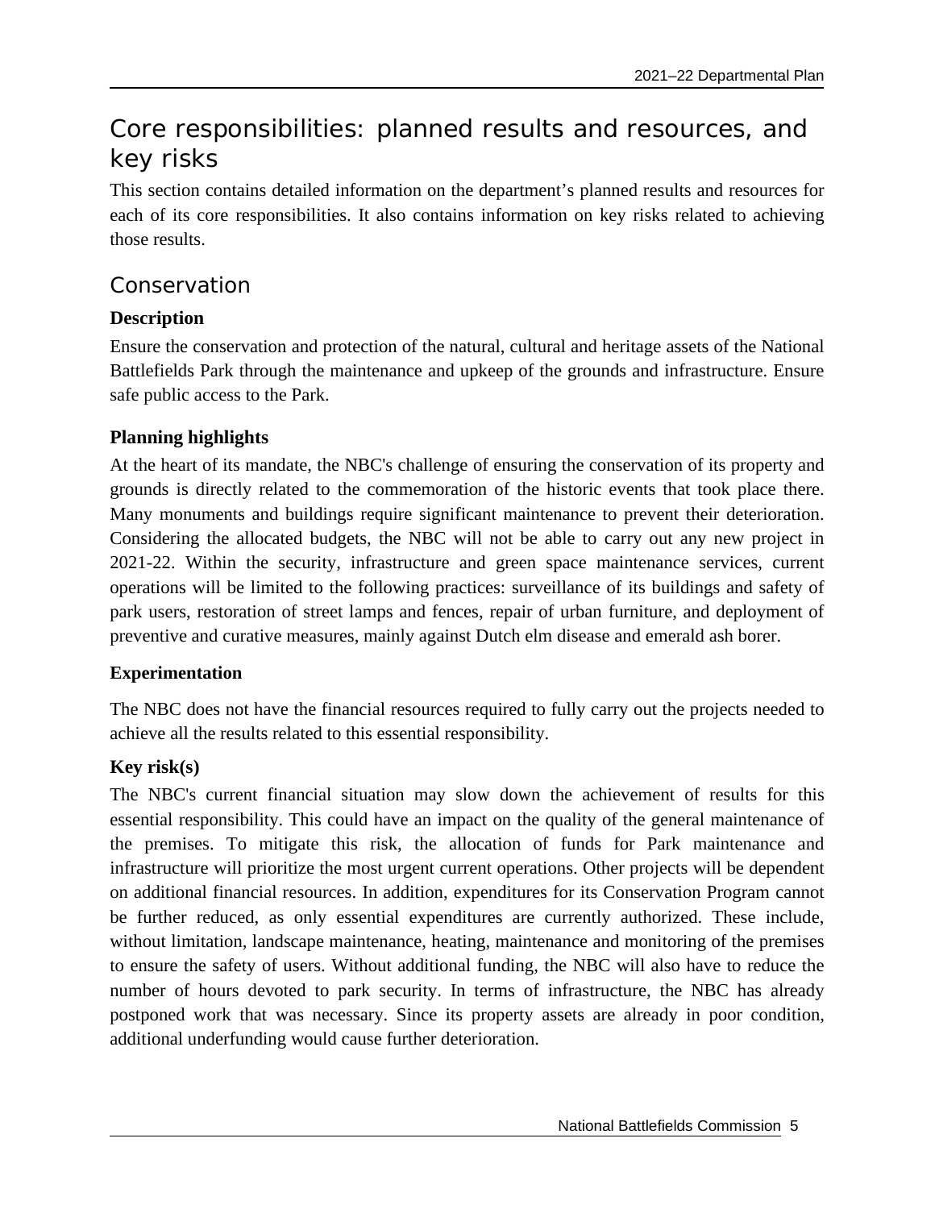# Core responsibilities: planned results and resources, and key risks

This section contains detailed information on the department's planned results and resources for each of its core responsibilities. It also contains information on key risks related to achieving those results.

## Conservation

### Description

Ensure the conservation and protection of the natural, cultural and heritage assets of the National Battlefields Park through the maintenance and upkeep of the grounds and infrastructure. Ensure safe public access to the Park.

### Planning highlights

At the heart of its mandate, the NBC's challenge of ensuring the conservation of its property and grounds is directly related to the commemoration of the historic events that took place there. Many monuments and buildings require significant maintenance to prevent their deterioration. Considering the allocated budgets, the NBC will not be able to carry out any new project in 2021-22. Within the security, infrastructure and green space maintenance services, current operations will be limited to the following practices: surveillance of its buildings and safety of park users, restoration of street lamps and fences, repair of urban furniture, and deployment of preventive and curative measures, mainly against Dutch elm disease and emerald ash borer.

### Experimentation

The NBC does not have the financial resources required to fully carry out the projects needed to achieve all the results related to this essential responsibility.

### Key risk(s)

The NBC's current financial situation may slow down the achievement of results for this essential responsibility. This could have an impact on the quality of the general maintenance of the premises. To mitigate this risk, the allocation of funds for Park maintenance and infrastructure will prioritize the most urgent current operations. Other projects will be dependent on additional financial resources. In addition, expenditures for its Conservation Program cannot be further reduced, as only essential expenditures are currently authorized. These include, without limitation, landscape maintenance, heating, maintenance and monitoring of the premises to ensure the safety of users. Without additional funding, the NBC will also have to reduce the number of hours devoted to park security. In terms of infrastructure, the NBC has already postponed work that was necessary. Since its property assets are already in poor condition, additional underfunding would cause further deterioration.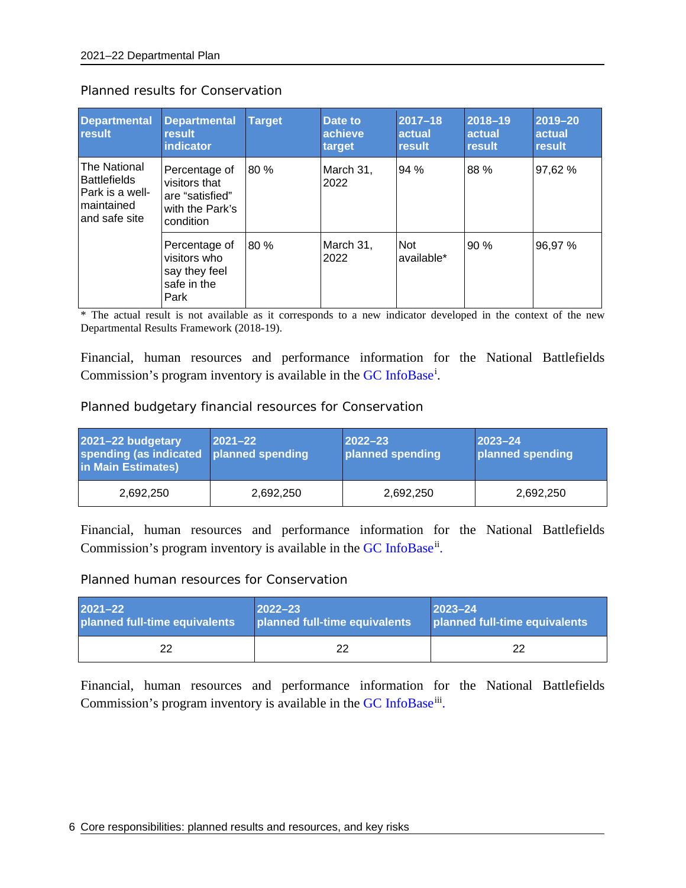### Planned results for Conservation

| Departmental result | Departmental result indicator | Target | Date to achieve target | 2017–18 actual result | 2018–19 actual result | 2019–20 actual result |
|---|---|---|---|---|---|---|
| The National Battlefields Park is a well-maintained and safe site | Percentage of visitors that are "satisfied" with the Park's condition | 80 % | March 31, 2022 | 94 % | 88 % | 97,62 % |
| | Percentage of visitors who say they feel safe in the Park | 80 % | March 31, 2022 | Not available* | 90 % | 96,97 % |

* The actual result is not available as it corresponds to a new indicator developed in the context of the new Departmental Results Framework (2018-19).

Financial, human resources and performance information for the National Battlefields Commission's program inventory is available in the GC InfoBase[i].

### Planned budgetary financial resources for Conservation

| 2021–22 budgetary spending (as indicated in Main Estimates) | 2021–22 planned spending | 2022–23 planned spending | 2023–24 planned spending |
|---|---|---|---|
| 2,692,250 | 2,692,250 | 2,692,250 | 2,692,250 |

Financial, human resources and performance information for the National Battlefields Commission's program inventory is available in the GC InfoBase[ii].

### Planned human resources for Conservation

| 2021–22 planned full-time equivalents | 2022–23 planned full-time equivalents | 2023–24 planned full-time equivalents |
|---|---|---|
| 22 | 22 | 22 |

Financial, human resources and performance information for the National Battlefields Commission's program inventory is available in the GC InfoBase[iii].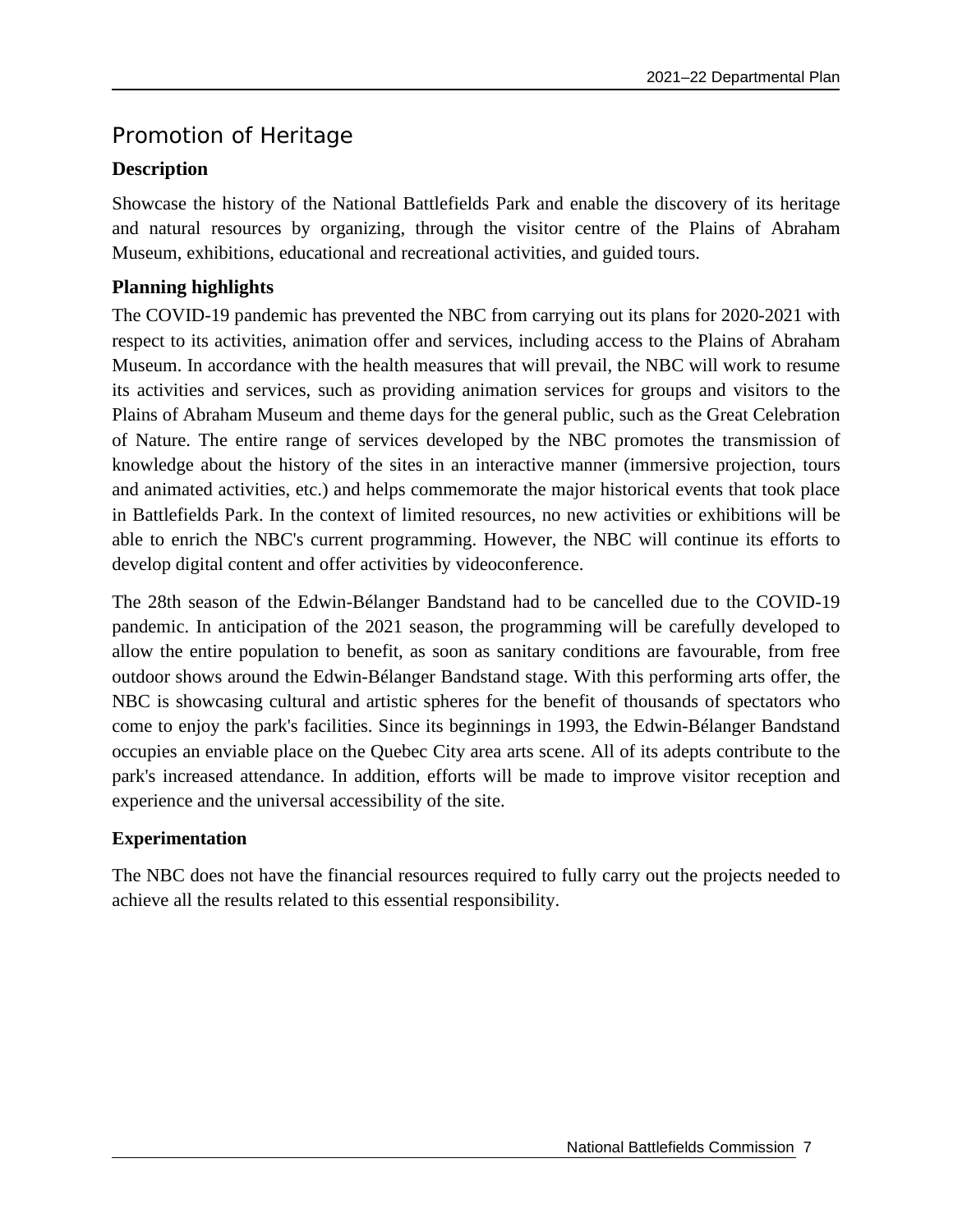## Promotion of Heritage

### Description

Showcase the history of the National Battlefields Park and enable the discovery of its heritage and natural resources by organizing, through the visitor centre of the Plains of Abraham Museum, exhibitions, educational and recreational activities, and guided tours.

### Planning highlights

The COVID-19 pandemic has prevented the NBC from carrying out its plans for 2020-2021 with respect to its activities, animation offer and services, including access to the Plains of Abraham Museum. In accordance with the health measures that will prevail, the NBC will work to resume its activities and services, such as providing animation services for groups and visitors to the Plains of Abraham Museum and theme days for the general public, such as the Great Celebration of Nature. The entire range of services developed by the NBC promotes the transmission of knowledge about the history of the sites in an interactive manner (immersive projection, tours and animated activities, etc.) and helps commemorate the major historical events that took place in Battlefields Park. In the context of limited resources, no new activities or exhibitions will be able to enrich the NBC's current programming. However, the NBC will continue its efforts to develop digital content and offer activities by videoconference.

The 28th season of the Edwin-Bélanger Bandstand had to be cancelled due to the COVID-19 pandemic. In anticipation of the 2021 season, the programming will be carefully developed to allow the entire population to benefit, as soon as sanitary conditions are favourable, from free outdoor shows around the Edwin-Bélanger Bandstand stage. With this performing arts offer, the NBC is showcasing cultural and artistic spheres for the benefit of thousands of spectators who come to enjoy the park's facilities. Since its beginnings in 1993, the Edwin-Bélanger Bandstand occupies an enviable place on the Quebec City area arts scene. All of its adepts contribute to the park's increased attendance. In addition, efforts will be made to improve visitor reception and experience and the universal accessibility of the site.

### Experimentation

The NBC does not have the financial resources required to fully carry out the projects needed to achieve all the results related to this essential responsibility.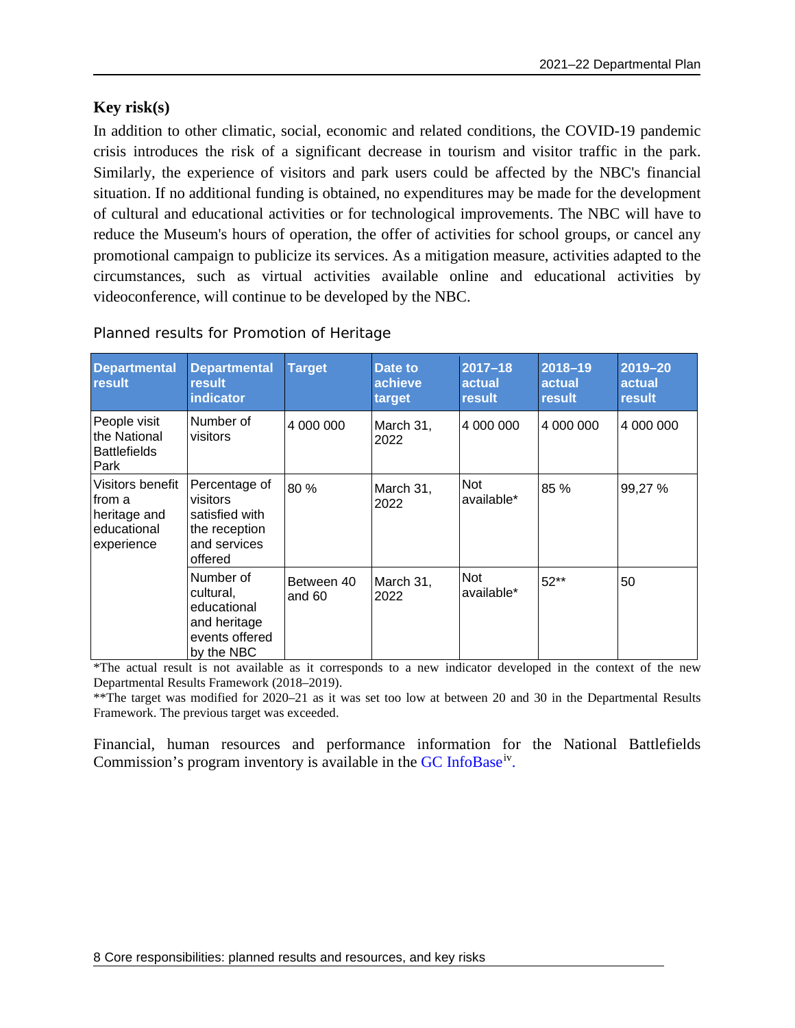### Key risk(s)

In addition to other climatic, social, economic and related conditions, the COVID-19 pandemic crisis introduces the risk of a significant decrease in tourism and visitor traffic in the park. Similarly, the experience of visitors and park users could be affected by the NBC's financial situation. If no additional funding is obtained, no expenditures may be made for the development of cultural and educational activities or for technological improvements. The NBC will have to reduce the Museum's hours of operation, the offer of activities for school groups, or cancel any promotional campaign to publicize its services. As a mitigation measure, activities adapted to the circumstances, such as virtual activities available online and educational activities by videoconference, will continue to be developed by the NBC.

Planned results for Promotion of Heritage

| Departmental result | Departmental result indicator | Target | Date to achieve target | 2017–18 actual result | 2018–19 actual result | 2019–20 actual result |
|---|---|---|---|---|---|---|
| People visit the National Battlefields Park | Number of visitors | 4 000 000 | March 31, 2022 | 4 000 000 | 4 000 000 | 4 000 000 |
| Visitors benefit from a heritage and educational experience | Percentage of visitors satisfied with the reception and services offered | 80 % | March 31, 2022 | Not available* | 85 % | 99,27 % |
| | Number of cultural, educational and heritage events offered by the NBC | Between 40 and 60 | March 31, 2022 | Not available* | 52** | 50 |

*The actual result is not available as it corresponds to a new indicator developed in the context of the new Departmental Results Framework (2018–2019).

**The target was modified for 2020–21 as it was set too low at between 20 and 30 in the Departmental Results Framework. The previous target was exceeded.

Financial, human resources and performance information for the National Battlefields Commission's program inventory is available in the GC InfoBase[iv].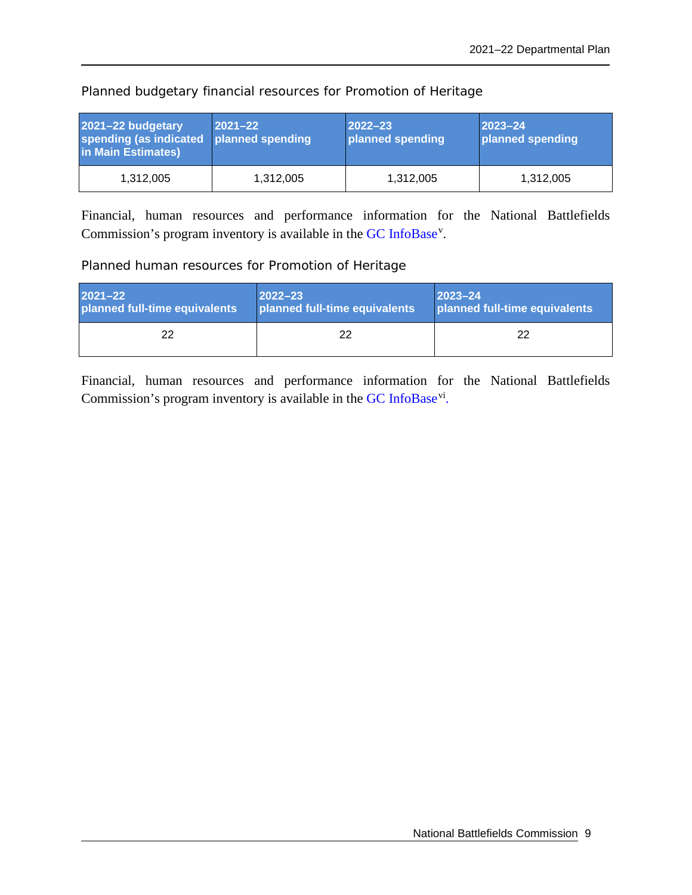Planned budgetary financial resources for Promotion of Heritage

| 2021–22 budgetary spending (as indicated in Main Estimates) | 2021–22 planned spending | 2022–23 planned spending | 2023–24 planned spending |
|---|---|---|---|
| 1,312,005 | 1,312,005 | 1,312,005 | 1,312,005 |

Financial, human resources and performance information for the National Battlefields Commission's program inventory is available in the GC InfoBase[v].

Planned human resources for Promotion of Heritage

| 2021–22 planned full-time equivalents | 2022–23 planned full-time equivalents | 2023–24 planned full-time equivalents |
|---|---|---|
| 22 | 22 | 22 |

Financial, human resources and performance information for the National Battlefields Commission's program inventory is available in the GC InfoBase[vi].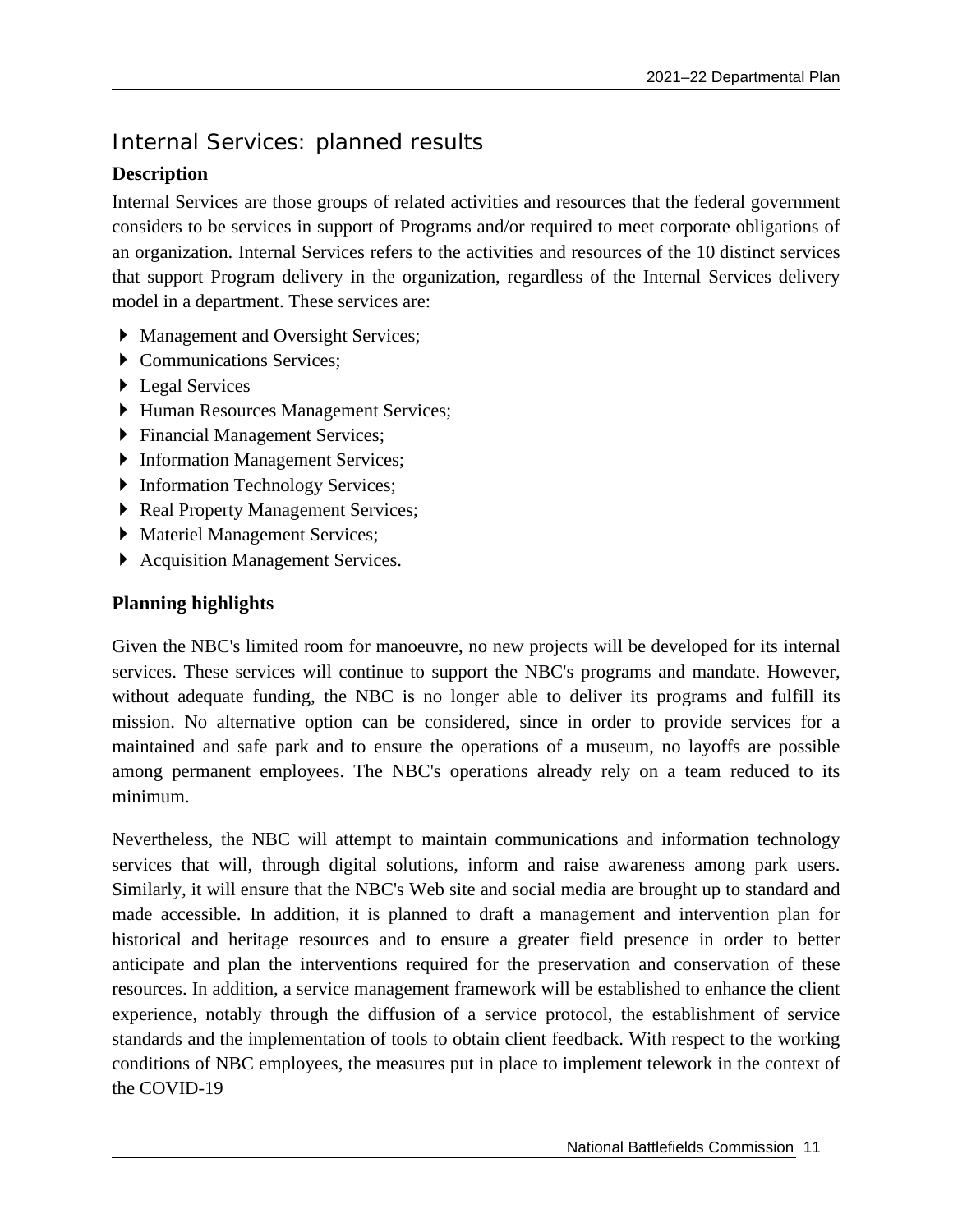## Internal Services: planned results

### Description

Internal Services are those groups of related activities and resources that the federal government considers to be services in support of Programs and/or required to meet corporate obligations of an organization. Internal Services refers to the activities and resources of the 10 distinct services that support Program delivery in the organization, regardless of the Internal Services delivery model in a department. These services are:

- Management and Oversight Services;
- Communications Services;
- Legal Services
- Human Resources Management Services;
- Financial Management Services;
- Information Management Services;
- Information Technology Services;
- Real Property Management Services;
- Materiel Management Services;
- Acquisition Management Services.

### Planning highlights

Given the NBC's limited room for manoeuvre, no new projects will be developed for its internal services. These services will continue to support the NBC's programs and mandate. However, without adequate funding, the NBC is no longer able to deliver its programs and fulfill its mission. No alternative option can be considered, since in order to provide services for a maintained and safe park and to ensure the operations of a museum, no layoffs are possible among permanent employees. The NBC's operations already rely on a team reduced to its minimum.

Nevertheless, the NBC will attempt to maintain communications and information technology services that will, through digital solutions, inform and raise awareness among park users. Similarly, it will ensure that the NBC's Web site and social media are brought up to standard and made accessible. In addition, it is planned to draft a management and intervention plan for historical and heritage resources and to ensure a greater field presence in order to better anticipate and plan the interventions required for the preservation and conservation of these resources. In addition, a service management framework will be established to enhance the client experience, notably through the diffusion of a service protocol, the establishment of service standards and the implementation of tools to obtain client feedback. With respect to the working conditions of NBC employees, the measures put in place to implement telework in the context of the COVID-19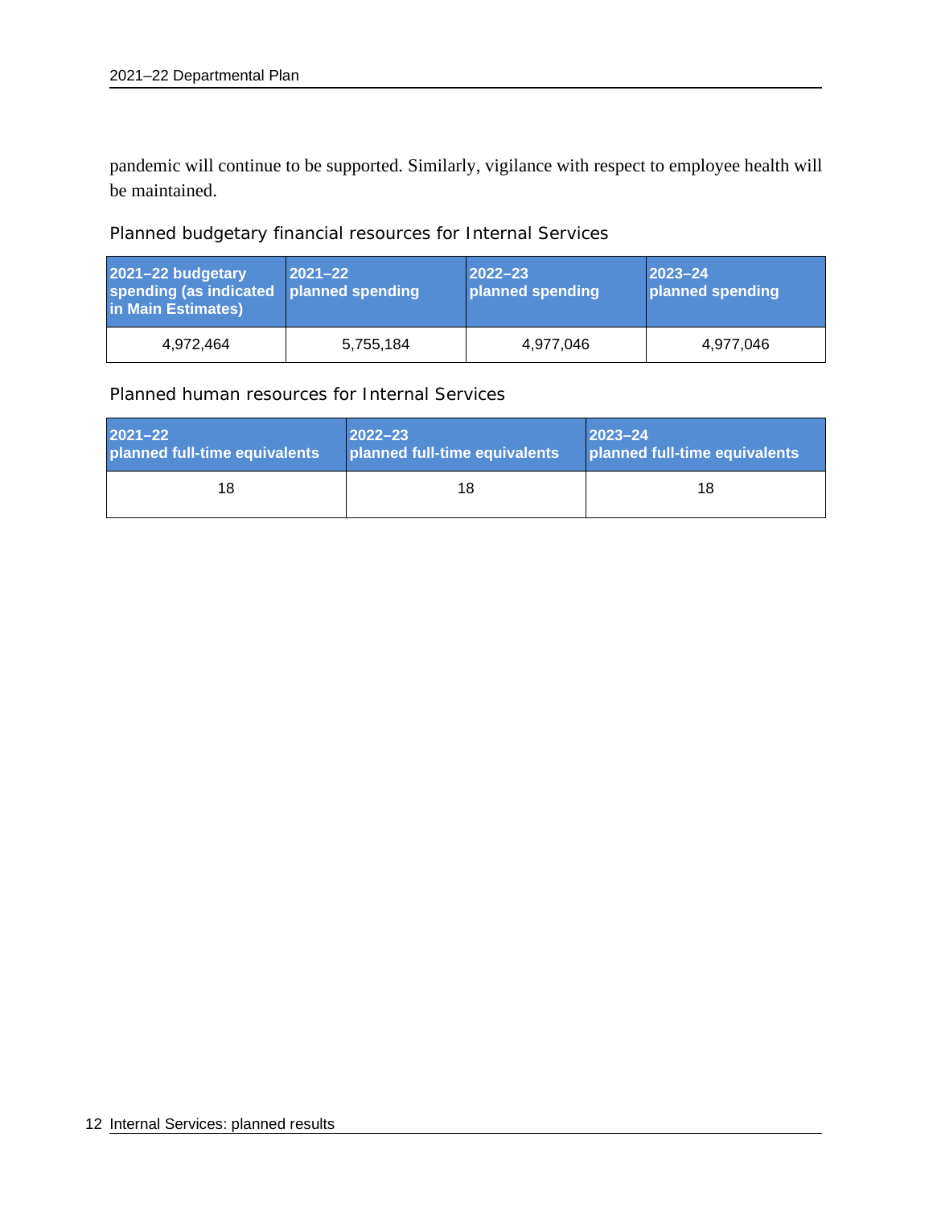pandemic will continue to be supported. Similarly, vigilance with respect to employee health will be maintained.

### Planned budgetary financial resources for Internal Services

| 2021–22 budgetary spending (as indicated in Main Estimates) | 2021–22 planned spending | 2022–23 planned spending | 2023–24 planned spending |
|---|---|---|---|
| 4,972,464 | 5,755,184 | 4,977,046 | 4,977,046 |

### Planned human resources for Internal Services

| 2021–22 planned full-time equivalents | 2022–23 planned full-time equivalents | 2023–24 planned full-time equivalents |
|---|---|---|
| 18 | 18 | 18 |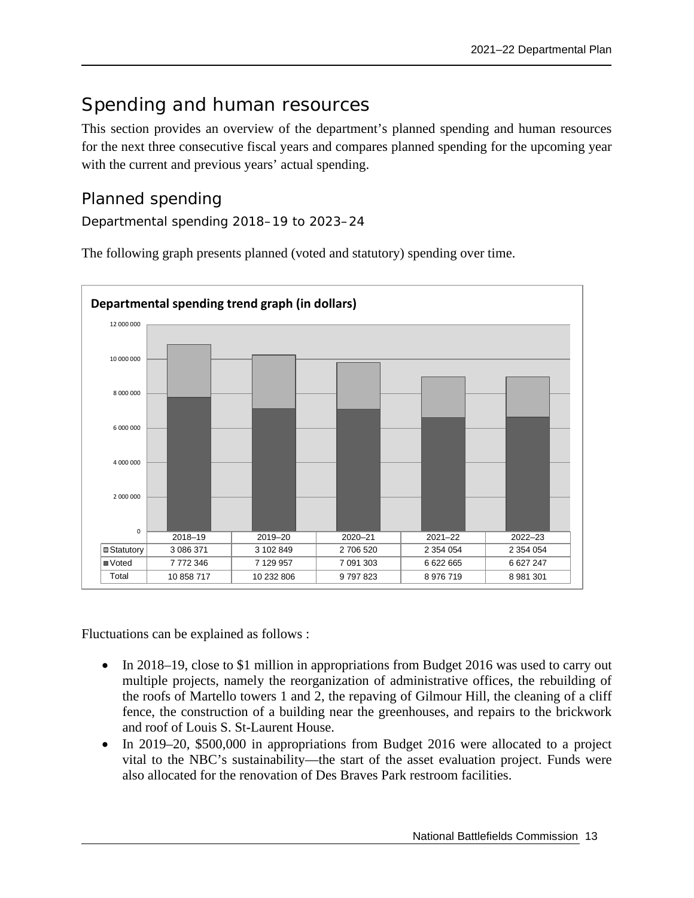# Spending and human resources

This section provides an overview of the department's planned spending and human resources for the next three consecutive fiscal years and compares planned spending for the upcoming year with the current and previous years' actual spending.

## Planned spending

### Departmental spending 2018–19 to 2023–24

The following graph presents planned (voted and statutory) spending over time.

**Departmental spending trend graph (in dollars)**

| | 2018–19 | 2019–20 | 2020–21 | 2021–22 | 2022–23 |
|---|---|---|---|---|---|
| Statutory | 3 086 371 | 3 102 849 | 2 706 520 | 2 354 054 | 2 354 054 |
| Voted | 7 772 346 | 7 129 957 | 7 091 303 | 6 622 665 | 6 627 247 |
| Total | 10 858 717 | 10 232 806 | 9 797 823 | 8 976 719 | 8 981 301 |

Fluctuations can be explained as follows :

- In 2018–19, close to $1 million in appropriations from Budget 2016 was used to carry out multiple projects, namely the reorganization of administrative offices, the rebuilding of the roofs of Martello towers 1 and 2, the repaving of Gilmour Hill, the cleaning of a cliff fence, the construction of a building near the greenhouses, and repairs to the brickwork and roof of Louis S. St-Laurent House.
- In 2019–20, $500,000 in appropriations from Budget 2016 were allocated to a project vital to the NBC's sustainability—the start of the asset evaluation project. Funds were also allocated for the renovation of Des Braves Park restroom facilities.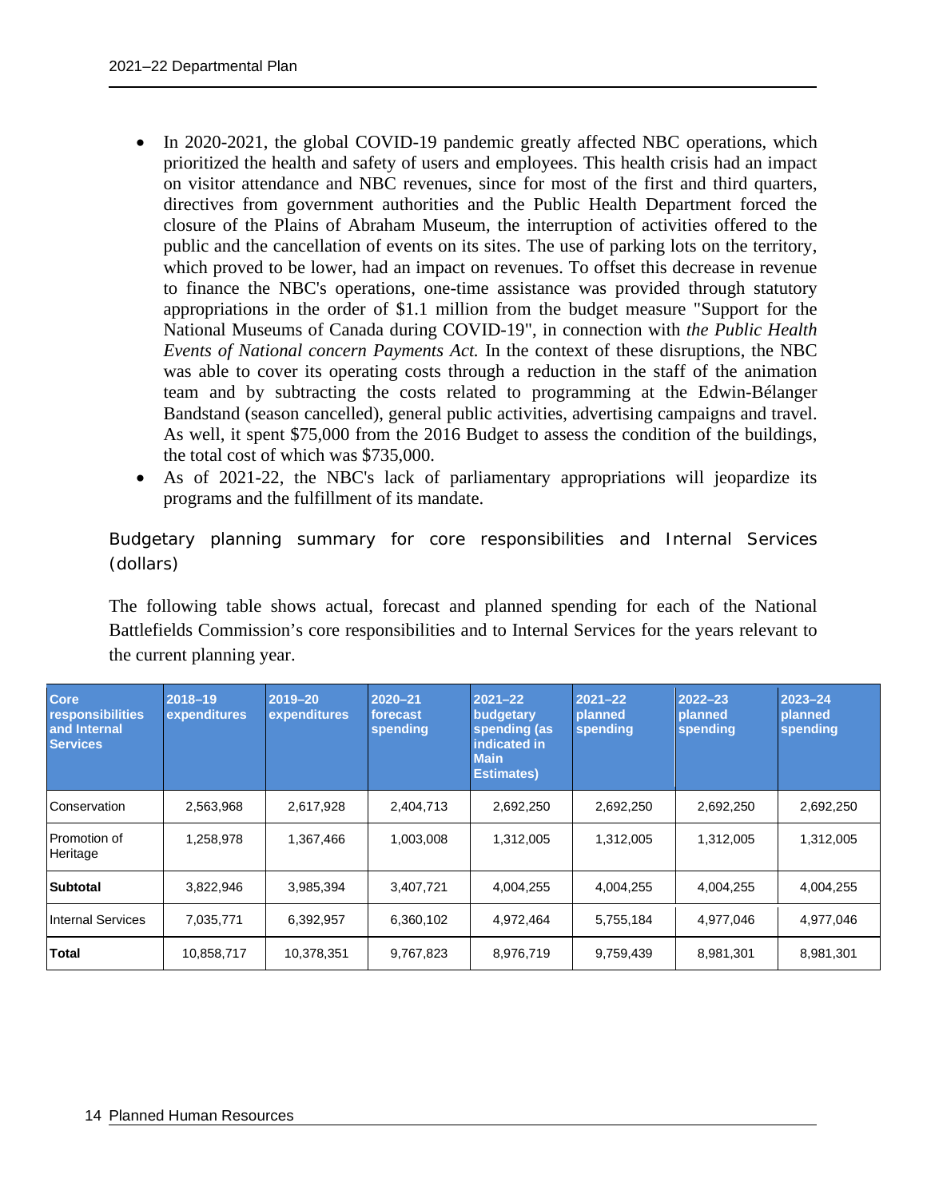- In 2020-2021, the global COVID-19 pandemic greatly affected NBC operations, which prioritized the health and safety of users and employees. This health crisis had an impact on visitor attendance and NBC revenues, since for most of the first and third quarters, directives from government authorities and the Public Health Department forced the closure of the Plains of Abraham Museum, the interruption of activities offered to the public and the cancellation of events on its sites. The use of parking lots on the territory, which proved to be lower, had an impact on revenues. To offset this decrease in revenue to finance the NBC's operations, one-time assistance was provided through statutory appropriations in the order of $1.1 million from the budget measure "Support for the National Museums of Canada during COVID-19", in connection with *the Public Health Events of National concern Payments Act.* In the context of these disruptions, the NBC was able to cover its operating costs through a reduction in the staff of the animation team and by subtracting the costs related to programming at the Edwin-Bélanger Bandstand (season cancelled), general public activities, advertising campaigns and travel. As well, it spent $75,000 from the 2016 Budget to assess the condition of the buildings, the total cost of which was $735,000.
- As of 2021-22, the NBC's lack of parliamentary appropriations will jeopardize its programs and the fulfillment of its mandate.

## Budgetary planning summary for core responsibilities and Internal Services (dollars)

The following table shows actual, forecast and planned spending for each of the National Battlefields Commission's core responsibilities and to Internal Services for the years relevant to the current planning year.

| Core responsibilities and Internal Services | 2018–19 expenditures | 2019–20 expenditures | 2020–21 forecast spending | 2021–22 budgetary spending (as indicated in Main Estimates) | 2021–22 planned spending | 2022–23 planned spending | 2023–24 planned spending |
|---|---|---|---|---|---|---|---|
| Conservation | 2,563,968 | 2,617,928 | 2,404,713 | 2,692,250 | 2,692,250 | 2,692,250 | 2,692,250 |
| Promotion of Heritage | 1,258,978 | 1,367,466 | 1,003,008 | 1,312,005 | 1,312,005 | 1,312,005 | 1,312,005 |
| **Subtotal** | 3,822,946 | 3,985,394 | 3,407,721 | 4,004,255 | 4,004,255 | 4,004,255 | 4,004,255 |
| Internal Services | 7,035,771 | 6,392,957 | 6,360,102 | 4,972,464 | 5,755,184 | 4,977,046 | 4,977,046 |
| **Total** | 10,858,717 | 10,378,351 | 9,767,823 | 8,976,719 | 9,759,439 | 8,981,301 | 8,981,301 |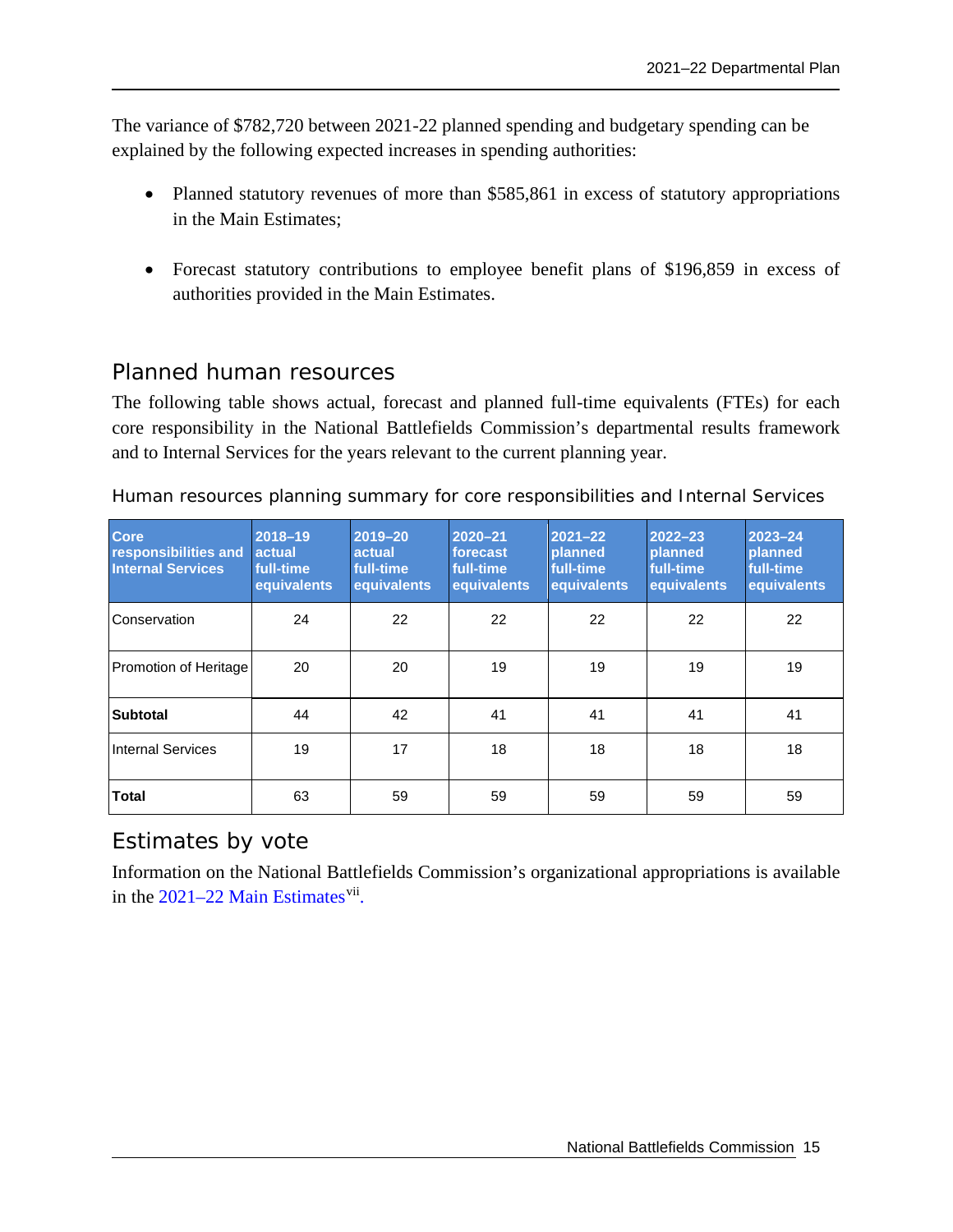The variance of $782,720 between 2021-22 planned spending and budgetary spending can be explained by the following expected increases in spending authorities:

- Planned statutory revenues of more than $585,861 in excess of statutory appropriations in the Main Estimates;
- Forecast statutory contributions to employee benefit plans of $196,859 in excess of authorities provided in the Main Estimates.

## Planned human resources

The following table shows actual, forecast and planned full-time equivalents (FTEs) for each core responsibility in the National Battlefields Commission's departmental results framework and to Internal Services for the years relevant to the current planning year.

### Human resources planning summary for core responsibilities and Internal Services

| Core responsibilities and Internal Services | 2018–19 actual full-time equivalents | 2019–20 actual full-time equivalents | 2020–21 forecast full-time equivalents | 2021–22 planned full-time equivalents | 2022–23 planned full-time equivalents | 2023–24 planned full-time equivalents |
|---|---|---|---|---|---|---|
| Conservation | 24 | 22 | 22 | 22 | 22 | 22 |
| Promotion of Heritage | 20 | 20 | 19 | 19 | 19 | 19 |
| **Subtotal** | 44 | 42 | 41 | 41 | 41 | 41 |
| Internal Services | 19 | 17 | 18 | 18 | 18 | 18 |
| **Total** | 63 | 59 | 59 | 59 | 59 | 59 |

## Estimates by vote

Information on the National Battlefields Commission's organizational appropriations is available in the 2021–22 Main Estimates[vii].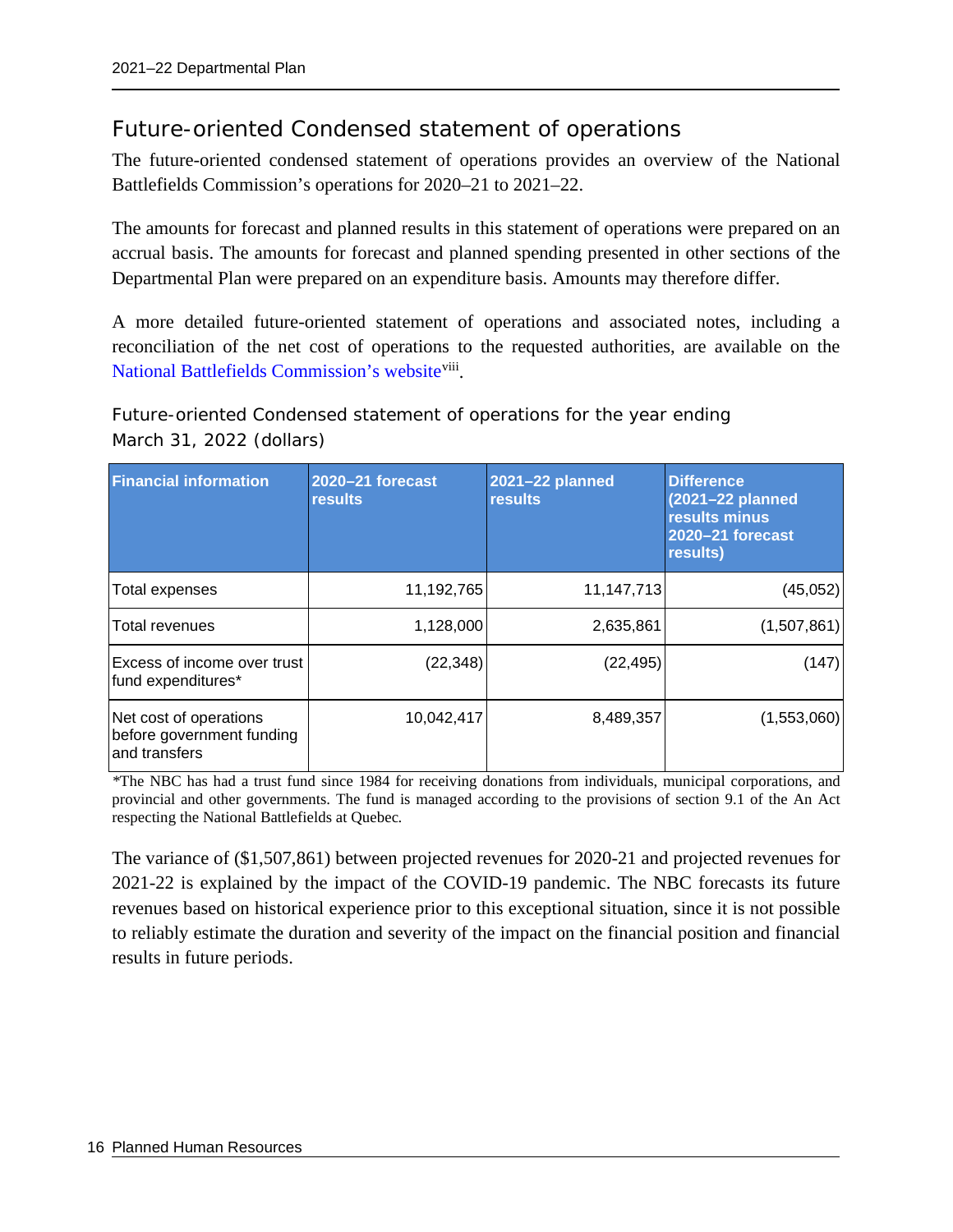## Future-oriented Condensed statement of operations

The future-oriented condensed statement of operations provides an overview of the National Battlefields Commission's operations for 2020–21 to 2021–22.

The amounts for forecast and planned results in this statement of operations were prepared on an accrual basis. The amounts for forecast and planned spending presented in other sections of the Departmental Plan were prepared on an expenditure basis. Amounts may therefore differ.

A more detailed future-oriented statement of operations and associated notes, including a reconciliation of the net cost of operations to the requested authorities, are available on the National Battlefields Commission's website[viii].

### Future-oriented Condensed statement of operations for the year ending March 31, 2022 (dollars)

| Financial information | 2020–21 forecast results | 2021–22 planned results | Difference (2021–22 planned results minus 2020–21 forecast results) |
|---|---|---|---|
| Total expenses | 11,192,765 | 11,147,713 | (45,052) |
| Total revenues | 1,128,000 | 2,635,861 | (1,507,861) |
| Excess of income over trust fund expenditures* | (22,348) | (22,495) | (147) |
| Net cost of operations before government funding and transfers | 10,042,417 | 8,489,357 | (1,553,060) |

*The NBC has had a trust fund since 1984 for receiving donations from individuals, municipal corporations, and provincial and other governments. The fund is managed according to the provisions of section 9.1 of the An Act respecting the National Battlefields at Quebec.

The variance of ($1,507,861) between projected revenues for 2020-21 and projected revenues for 2021-22 is explained by the impact of the COVID-19 pandemic. The NBC forecasts its future revenues based on historical experience prior to this exceptional situation, since it is not possible to reliably estimate the duration and severity of the impact on the financial position and financial results in future periods.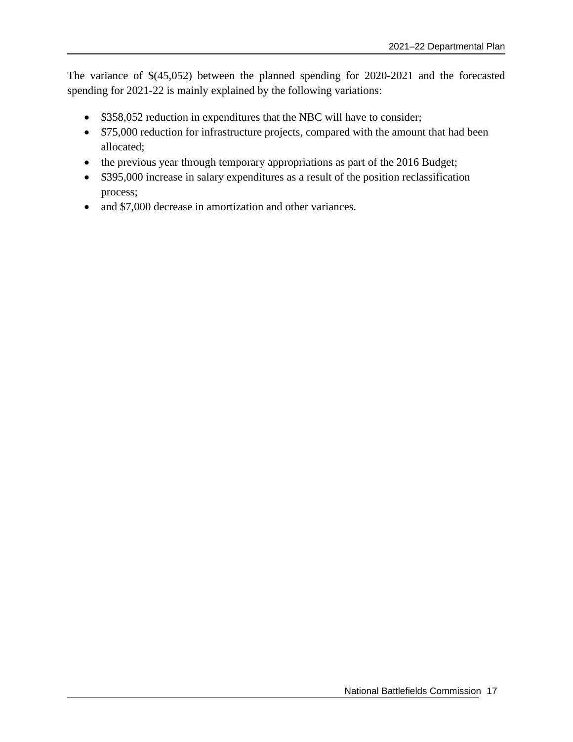The variance of $(45,052) between the planned spending for 2020-2021 and the forecasted spending for 2021-22 is mainly explained by the following variations:

- $358,052 reduction in expenditures that the NBC will have to consider;
- $75,000 reduction for infrastructure projects, compared with the amount that had been allocated;
- the previous year through temporary appropriations as part of the 2016 Budget;
- $395,000 increase in salary expenditures as a result of the position reclassification process;
- and $7,000 decrease in amortization and other variances.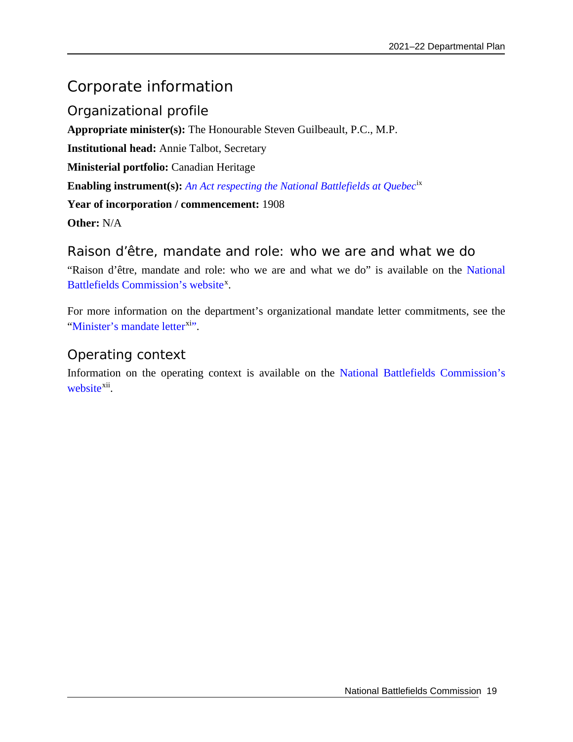# Corporate information

## Organizational profile

**Appropriate minister(s):** The Honourable Steven Guilbeault, P.C., M.P.

**Institutional head:** Annie Talbot, Secretary

**Ministerial portfolio:** Canadian Heritage

**Enabling instrument(s):** *An Act respecting the National Battlefields at Quebec*[ix]

**Year of incorporation / commencement:** 1908

**Other:** N/A

## Raison d'être, mandate and role: who we are and what we do

"Raison d'être, mandate and role: who we are and what we do" is available on the National Battlefields Commission's website[x].

For more information on the department's organizational mandate letter commitments, see the "Minister's mandate letter[xi]".

## Operating context

Information on the operating context is available on the National Battlefields Commission's website[xii].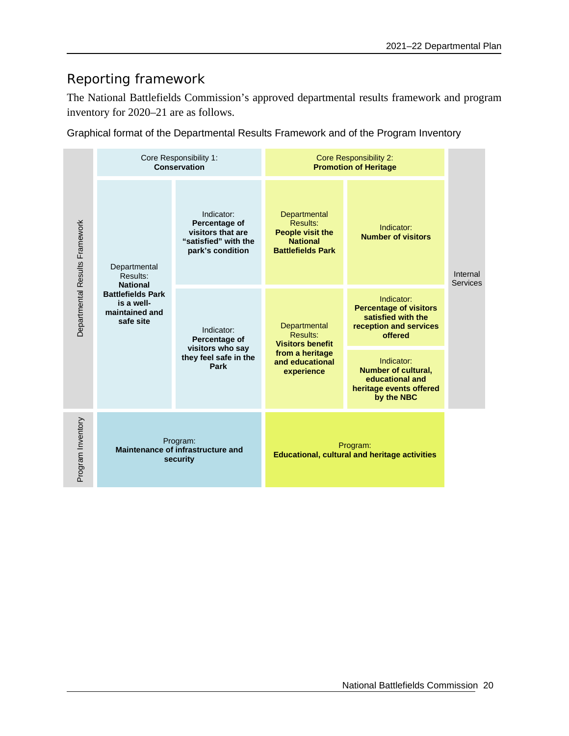## Reporting framework

The National Battlefields Commission's approved departmental results framework and program inventory for 2020–21 are as follows.

Graphical format of the Departmental Results Framework and of the Program Inventory

| | Core Responsibility 1: **Conservation** | | Core Responsibility 2: **Promotion of Heritage** | | Internal Services |
|---|---|---|---|---|---|
| Departmental Results Framework | Departmental Results: **National Battlefields Park is a well-maintained and safe site** | Indicator: **Percentage of visitors that are "satisfied" with the park's condition** | Departmental Results: **People visit the National Battlefields Park** | Indicator: **Number of visitors** | |
| | | Indicator: **Percentage of visitors who say they feel safe in the Park** | Departmental Results: **Visitors benefit from a heritage and educational experience** | Indicator: **Percentage of visitors satisfied with the reception and services offered** | |
| | | | | Indicator: **Number of cultural, educational and heritage events offered by the NBC** | |
| Program Inventory | Program: **Maintenance of infrastructure and security** | | Program: **Educational, cultural and heritage activities** | | |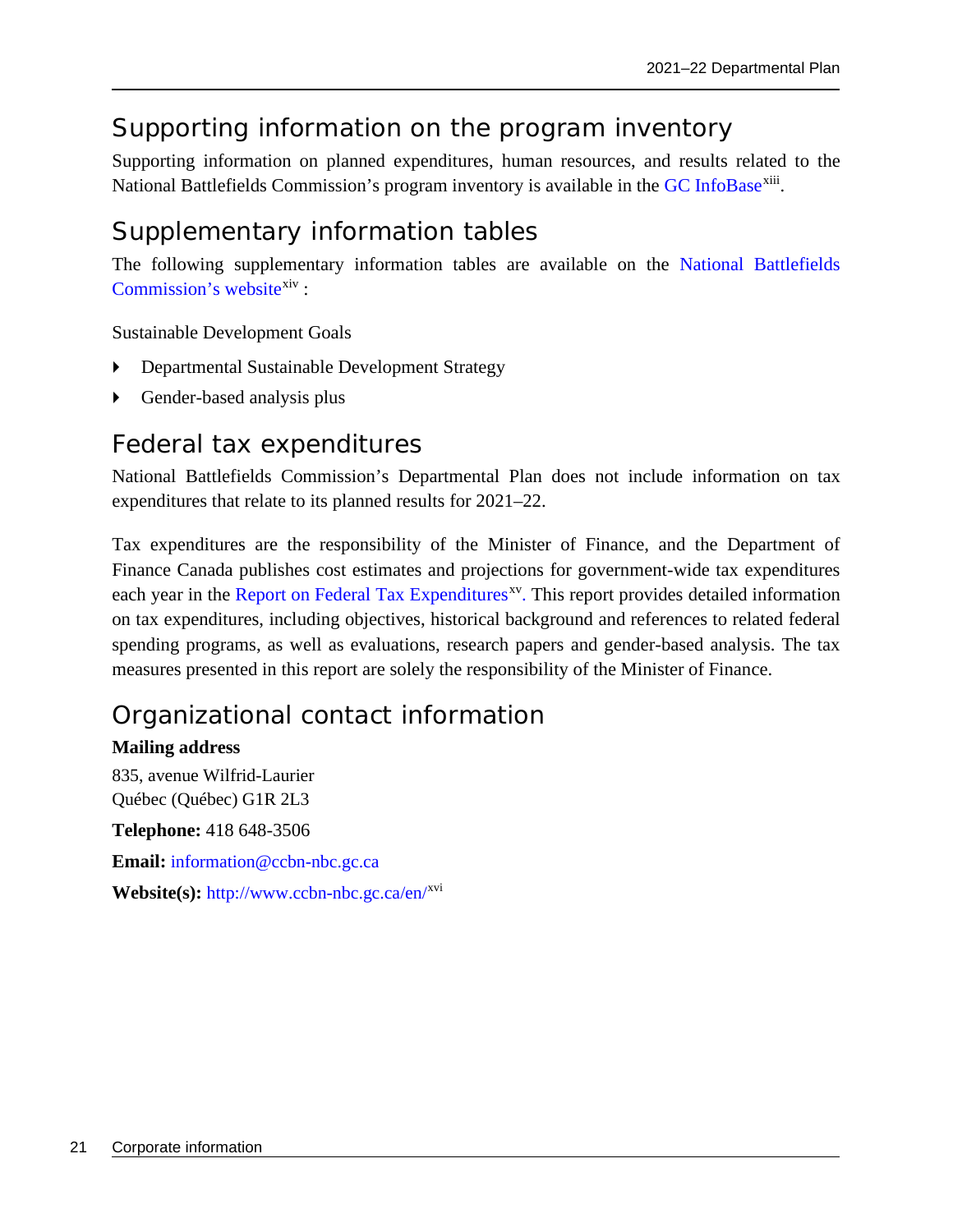## Supporting information on the program inventory

Supporting information on planned expenditures, human resources, and results related to the National Battlefields Commission's program inventory is available in the GC InfoBase[xiii].

## Supplementary information tables

The following supplementary information tables are available on the National Battlefields Commission's website[xiv] :

Sustainable Development Goals

- Departmental Sustainable Development Strategy
- Gender-based analysis plus

## Federal tax expenditures

National Battlefields Commission's Departmental Plan does not include information on tax expenditures that relate to its planned results for 2021–22.

Tax expenditures are the responsibility of the Minister of Finance, and the Department of Finance Canada publishes cost estimates and projections for government-wide tax expenditures each year in the Report on Federal Tax Expenditures[xv]. This report provides detailed information on tax expenditures, including objectives, historical background and references to related federal spending programs, as well as evaluations, research papers and gender-based analysis. The tax measures presented in this report are solely the responsibility of the Minister of Finance.

## Organizational contact information

**Mailing address**

835, avenue Wilfrid-Laurier
Québec (Québec) G1R 2L3

**Telephone:** 418 648-3506

**Email:** information@ccbn-nbc.gc.ca

**Website(s):** http://www.ccbn-nbc.gc.ca/en/[xvi]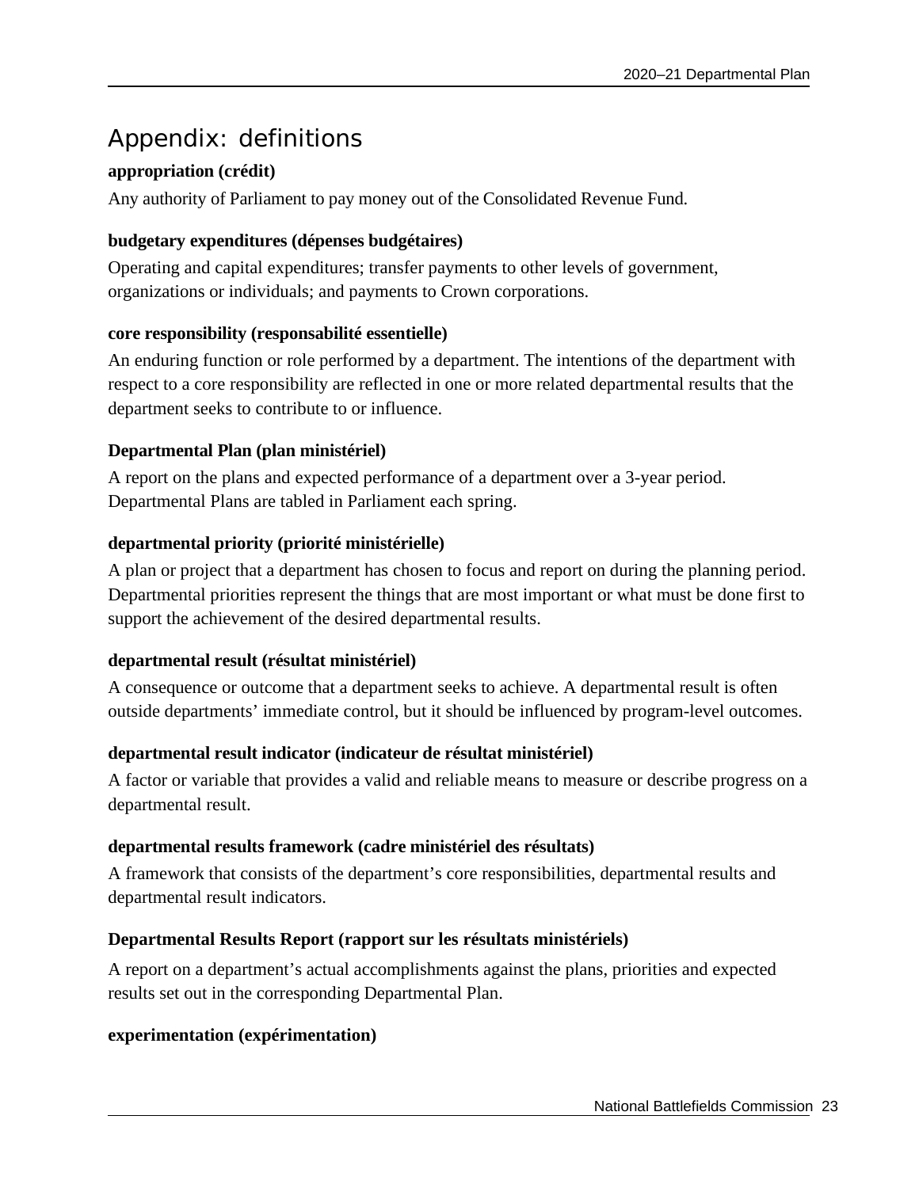## Appendix: definitions

**appropriation (crédit)**

Any authority of Parliament to pay money out of the Consolidated Revenue Fund.

**budgetary expenditures (dépenses budgétaires)**

Operating and capital expenditures; transfer payments to other levels of government, organizations or individuals; and payments to Crown corporations.

**core responsibility (responsabilité essentielle)**

An enduring function or role performed by a department. The intentions of the department with respect to a core responsibility are reflected in one or more related departmental results that the department seeks to contribute to or influence.

**Departmental Plan (plan ministériel)**

A report on the plans and expected performance of a department over a 3-year period. Departmental Plans are tabled in Parliament each spring.

**departmental priority (priorité ministérielle)**

A plan or project that a department has chosen to focus and report on during the planning period. Departmental priorities represent the things that are most important or what must be done first to support the achievement of the desired departmental results.

**departmental result (résultat ministériel)**

A consequence or outcome that a department seeks to achieve. A departmental result is often outside departments' immediate control, but it should be influenced by program-level outcomes.

**departmental result indicator (indicateur de résultat ministériel)**

A factor or variable that provides a valid and reliable means to measure or describe progress on a departmental result.

**departmental results framework (cadre ministériel des résultats)**

A framework that consists of the department's core responsibilities, departmental results and departmental result indicators.

**Departmental Results Report (rapport sur les résultats ministériels)**

A report on a department's actual accomplishments against the plans, priorities and expected results set out in the corresponding Departmental Plan.

**experimentation (expérimentation)**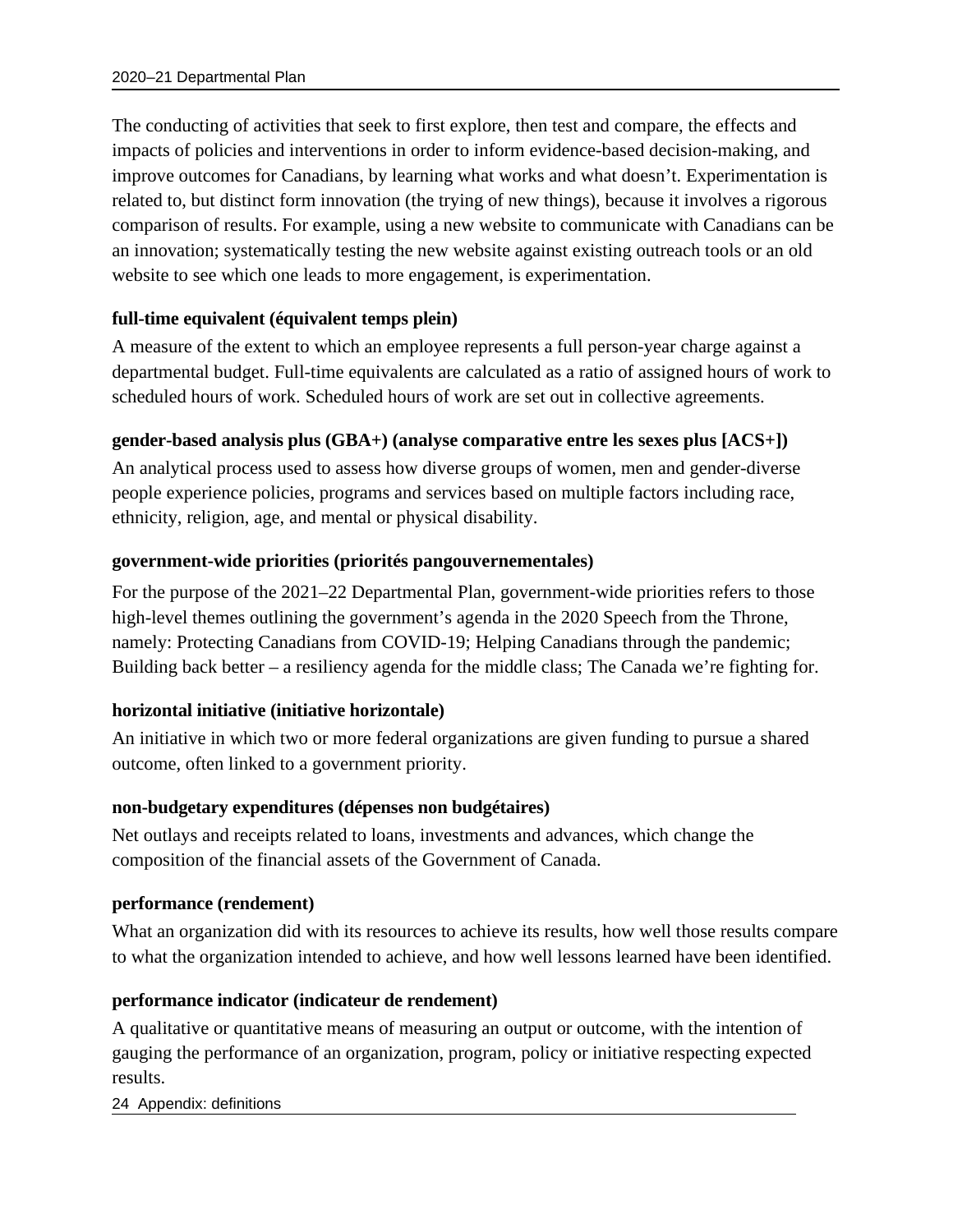The conducting of activities that seek to first explore, then test and compare, the effects and impacts of policies and interventions in order to inform evidence-based decision-making, and improve outcomes for Canadians, by learning what works and what doesn't. Experimentation is related to, but distinct form innovation (the trying of new things), because it involves a rigorous comparison of results. For example, using a new website to communicate with Canadians can be an innovation; systematically testing the new website against existing outreach tools or an old website to see which one leads to more engagement, is experimentation.

**full-time equivalent (équivalent temps plein)**

A measure of the extent to which an employee represents a full person-year charge against a departmental budget. Full-time equivalents are calculated as a ratio of assigned hours of work to scheduled hours of work. Scheduled hours of work are set out in collective agreements.

**gender-based analysis plus (GBA+) (analyse comparative entre les sexes plus [ACS+])**

An analytical process used to assess how diverse groups of women, men and gender-diverse people experience policies, programs and services based on multiple factors including race, ethnicity, religion, age, and mental or physical disability.

**government-wide priorities (priorités pangouvernementales)**

For the purpose of the 2021–22 Departmental Plan, government-wide priorities refers to those high-level themes outlining the government's agenda in the 2020 Speech from the Throne, namely: Protecting Canadians from COVID-19; Helping Canadians through the pandemic; Building back better – a resiliency agenda for the middle class; The Canada we're fighting for.

**horizontal initiative (initiative horizontale)**

An initiative in which two or more federal organizations are given funding to pursue a shared outcome, often linked to a government priority.

**non-budgetary expenditures (dépenses non budgétaires)**

Net outlays and receipts related to loans, investments and advances, which change the composition of the financial assets of the Government of Canada.

**performance (rendement)**

What an organization did with its resources to achieve its results, how well those results compare to what the organization intended to achieve, and how well lessons learned have been identified.

**performance indicator (indicateur de rendement)**

A qualitative or quantitative means of measuring an output or outcome, with the intention of gauging the performance of an organization, program, policy or initiative respecting expected results.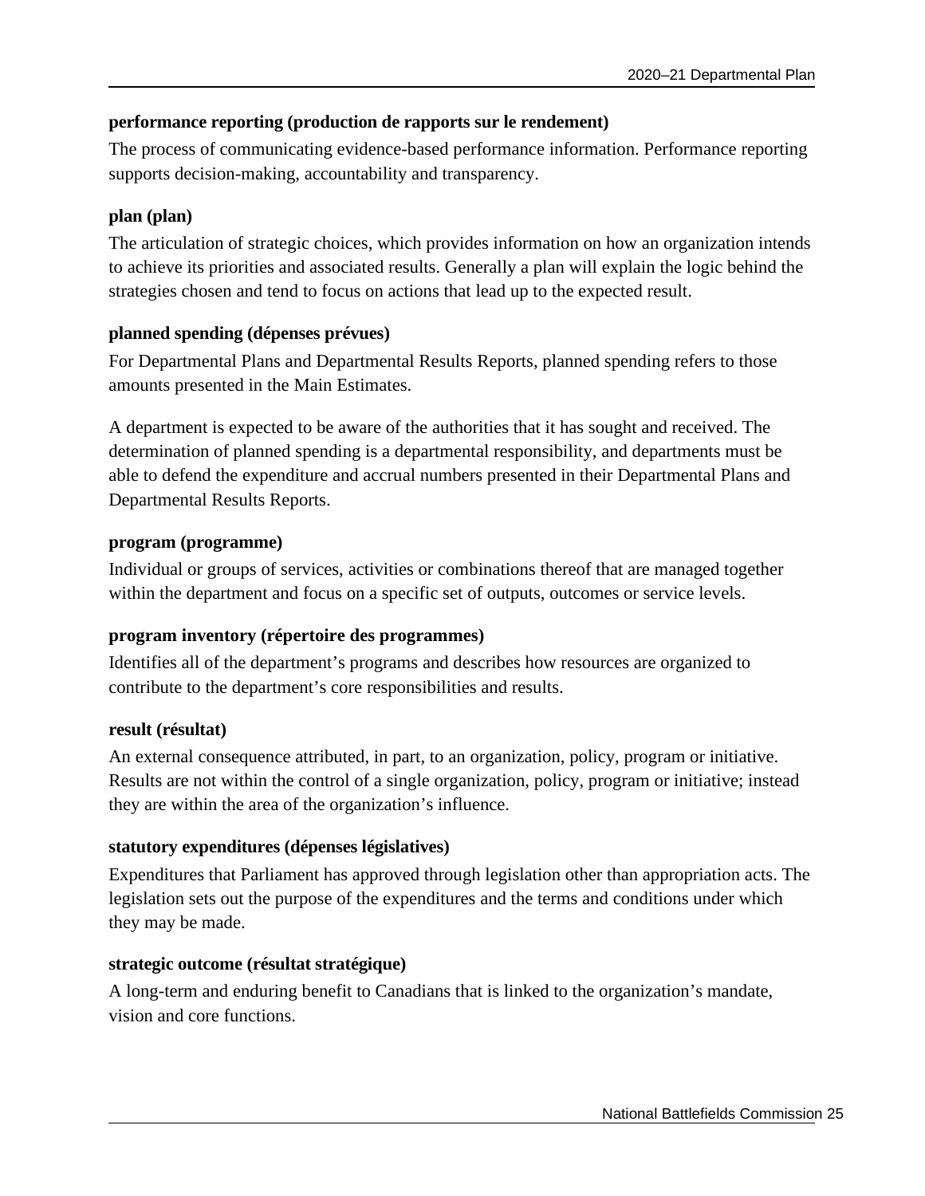**performance reporting (production de rapports sur le rendement)**

The process of communicating evidence-based performance information. Performance reporting supports decision-making, accountability and transparency.

**plan (plan)**

The articulation of strategic choices, which provides information on how an organization intends to achieve its priorities and associated results. Generally a plan will explain the logic behind the strategies chosen and tend to focus on actions that lead up to the expected result.

**planned spending (dépenses prévues)**

For Departmental Plans and Departmental Results Reports, planned spending refers to those amounts presented in the Main Estimates.

A department is expected to be aware of the authorities that it has sought and received. The determination of planned spending is a departmental responsibility, and departments must be able to defend the expenditure and accrual numbers presented in their Departmental Plans and Departmental Results Reports.

**program (programme)**

Individual or groups of services, activities or combinations thereof that are managed together within the department and focus on a specific set of outputs, outcomes or service levels.

**program inventory (répertoire des programmes)**

Identifies all of the department's programs and describes how resources are organized to contribute to the department's core responsibilities and results.

**result (résultat)**

An external consequence attributed, in part, to an organization, policy, program or initiative. Results are not within the control of a single organization, policy, program or initiative; instead they are within the area of the organization's influence.

**statutory expenditures (dépenses législatives)**

Expenditures that Parliament has approved through legislation other than appropriation acts. The legislation sets out the purpose of the expenditures and the terms and conditions under which they may be made.

**strategic outcome (résultat stratégique)**

A long-term and enduring benefit to Canadians that is linked to the organization's mandate, vision and core functions.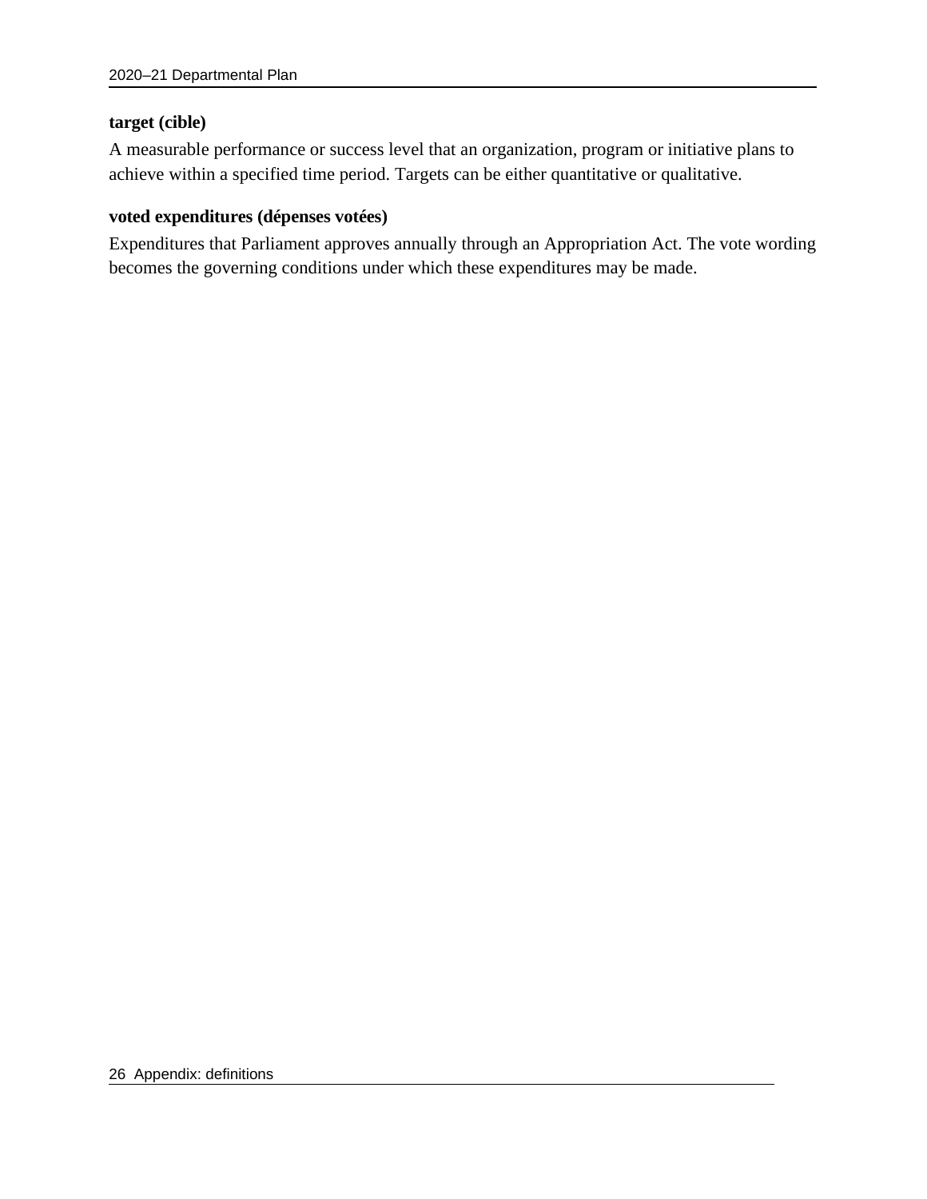**target (cible)**

A measurable performance or success level that an organization, program or initiative plans to achieve within a specified time period. Targets can be either quantitative or qualitative.

**voted expenditures (dépenses votées)**

Expenditures that Parliament approves annually through an Appropriation Act. The vote wording becomes the governing conditions under which these expenditures may be made.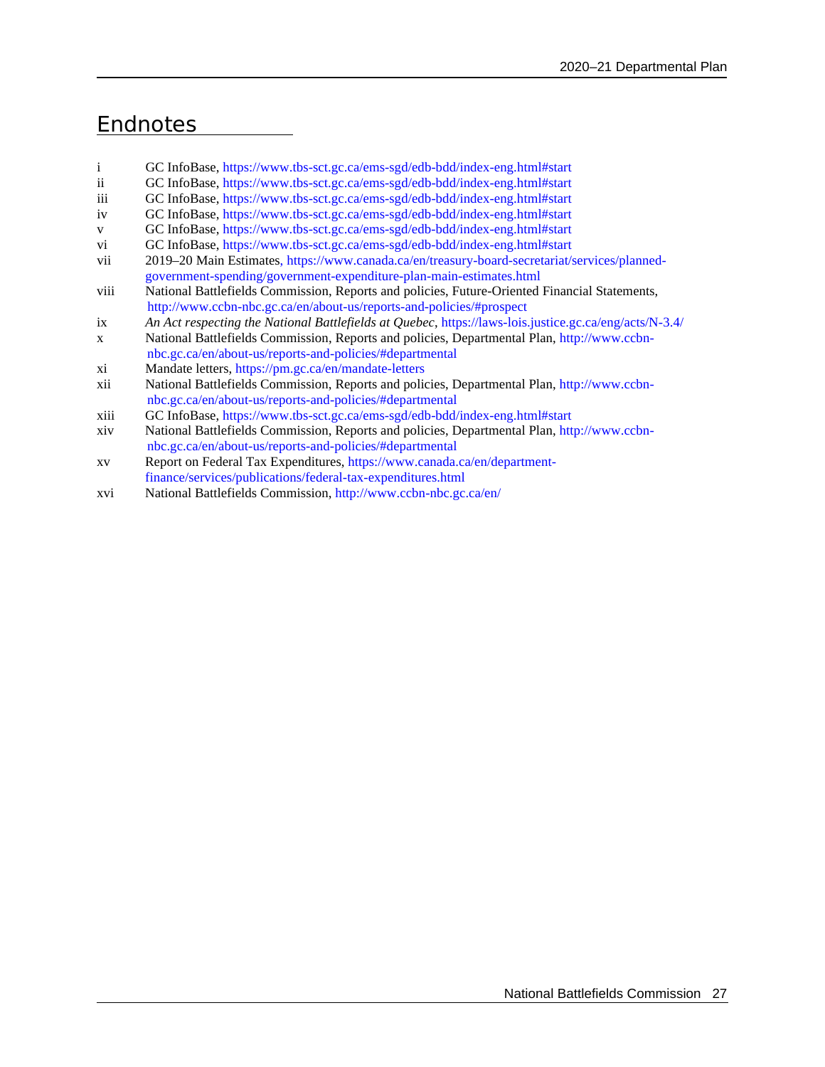# Endnotes

i GC InfoBase, https://www.tbs-sct.gc.ca/ems-sgd/edb-bdd/index-eng.html#start

ii GC InfoBase, https://www.tbs-sct.gc.ca/ems-sgd/edb-bdd/index-eng.html#start

iii GC InfoBase, https://www.tbs-sct.gc.ca/ems-sgd/edb-bdd/index-eng.html#start

iv GC InfoBase, https://www.tbs-sct.gc.ca/ems-sgd/edb-bdd/index-eng.html#start

v GC InfoBase, https://www.tbs-sct.gc.ca/ems-sgd/edb-bdd/index-eng.html#start

vi GC InfoBase, https://www.tbs-sct.gc.ca/ems-sgd/edb-bdd/index-eng.html#start

vii 2019–20 Main Estimates, https://www.canada.ca/en/treasury-board-secretariat/services/planned-government-spending/government-expenditure-plan-main-estimates.html

viii National Battlefields Commission, Reports and policies, Future-Oriented Financial Statements, http://www.ccbn-nbc.gc.ca/en/about-us/reports-and-policies/#prospect

ix *An Act respecting the National Battlefields at Quebec*, https://laws-lois.justice.gc.ca/eng/acts/N-3.4/

x National Battlefields Commission, Reports and policies, Departmental Plan, http://www.ccbn-nbc.gc.ca/en/about-us/reports-and-policies/#departmental

xi Mandate letters, https://pm.gc.ca/en/mandate-letters

xii National Battlefields Commission, Reports and policies, Departmental Plan, http://www.ccbn-nbc.gc.ca/en/about-us/reports-and-policies/#departmental

xiii GC InfoBase, https://www.tbs-sct.gc.ca/ems-sgd/edb-bdd/index-eng.html#start

xiv National Battlefields Commission, Reports and policies, Departmental Plan, http://www.ccbn-nbc.gc.ca/en/about-us/reports-and-policies/#departmental

xv Report on Federal Tax Expenditures, https://www.canada.ca/en/department-finance/services/publications/federal-tax-expenditures.html

xvi National Battlefields Commission, http://www.ccbn-nbc.gc.ca/en/